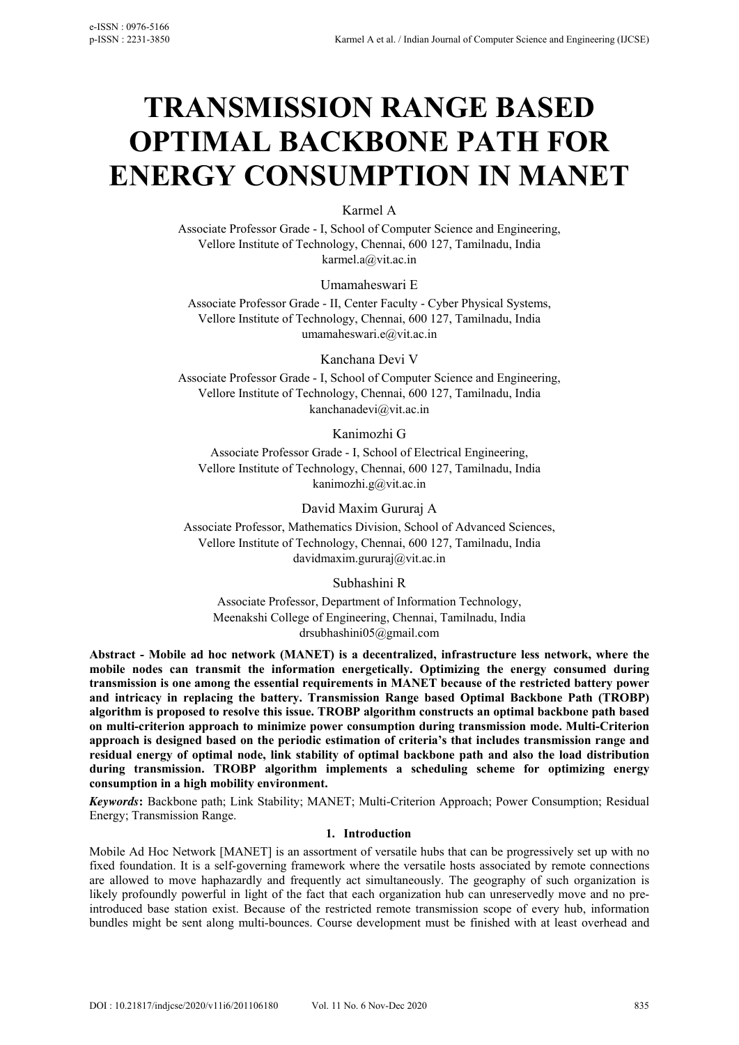# TRANSMISSION RANGE BASED OPTIMAL BACKBONE PATH FOR ENERGY CONSUMPTION IN MANET

Karmel A

Associate Professor Grade - I, School of Computer Science and Engineering,
Vellore Institute of Technology, Chennai, 600 127, Tamilnadu, India
karmel.a@vit.ac.in

Umamaheswari E

Associate Professor Grade - II, Center Faculty - Cyber Physical Systems,
Vellore Institute of Technology, Chennai, 600 127, Tamilnadu, India
umamaheswari.e@vit.ac.in

Kanchana Devi V

Associate Professor Grade - I, School of Computer Science and Engineering,
Vellore Institute of Technology, Chennai, 600 127, Tamilnadu, India
kanchanadevi@vit.ac.in

Kanimozhi G

Associate Professor Grade - I, School of Electrical Engineering,
Vellore Institute of Technology, Chennai, 600 127, Tamilnadu, India
kanimozhi.g@vit.ac.in

David Maxim Gururaj A

Associate Professor, Mathematics Division, School of Advanced Sciences,
Vellore Institute of Technology, Chennai, 600 127, Tamilnadu, India
davidmaxim.gururaj@vit.ac.in

Subhashini R

Associate Professor, Department of Information Technology,
Meenakshi College of Engineering, Chennai, Tamilnadu, India
drsubhashini05@gmail.com

**Abstract - Mobile ad hoc network (MANET) is a decentralized, infrastructure less network, where the mobile nodes can transmit the information energetically. Optimizing the energy consumed during transmission is one among the essential requirements in MANET because of the restricted battery power and intricacy in replacing the battery. Transmission Range based Optimal Backbone Path (TROBP) algorithm is proposed to resolve this issue. TROBP algorithm constructs an optimal backbone path based on multi-criterion approach to minimize power consumption during transmission mode. Multi-Criterion approach is designed based on the periodic estimation of criteria's that includes transmission range and residual energy of optimal node, link stability of optimal backbone path and also the load distribution during transmission. TROBP algorithm implements a scheduling scheme for optimizing energy consumption in a high mobility environment.**

***Keywords*:** Backbone path; Link Stability; MANET; Multi-Criterion Approach; Power Consumption; Residual Energy; Transmission Range.

## 1. Introduction

Mobile Ad Hoc Network [MANET] is an assortment of versatile hubs that can be progressively set up with no fixed foundation. It is a self-governing framework where the versatile hosts associated by remote connections are allowed to move haphazardly and frequently act simultaneously. The geography of such organization is likely profoundly powerful in light of the fact that each organization hub can unreservedly move and no pre-introduced base station exist. Because of the restricted remote transmission scope of every hub, information bundles might be sent along multi-bounces. Course development must be finished with at least overhead and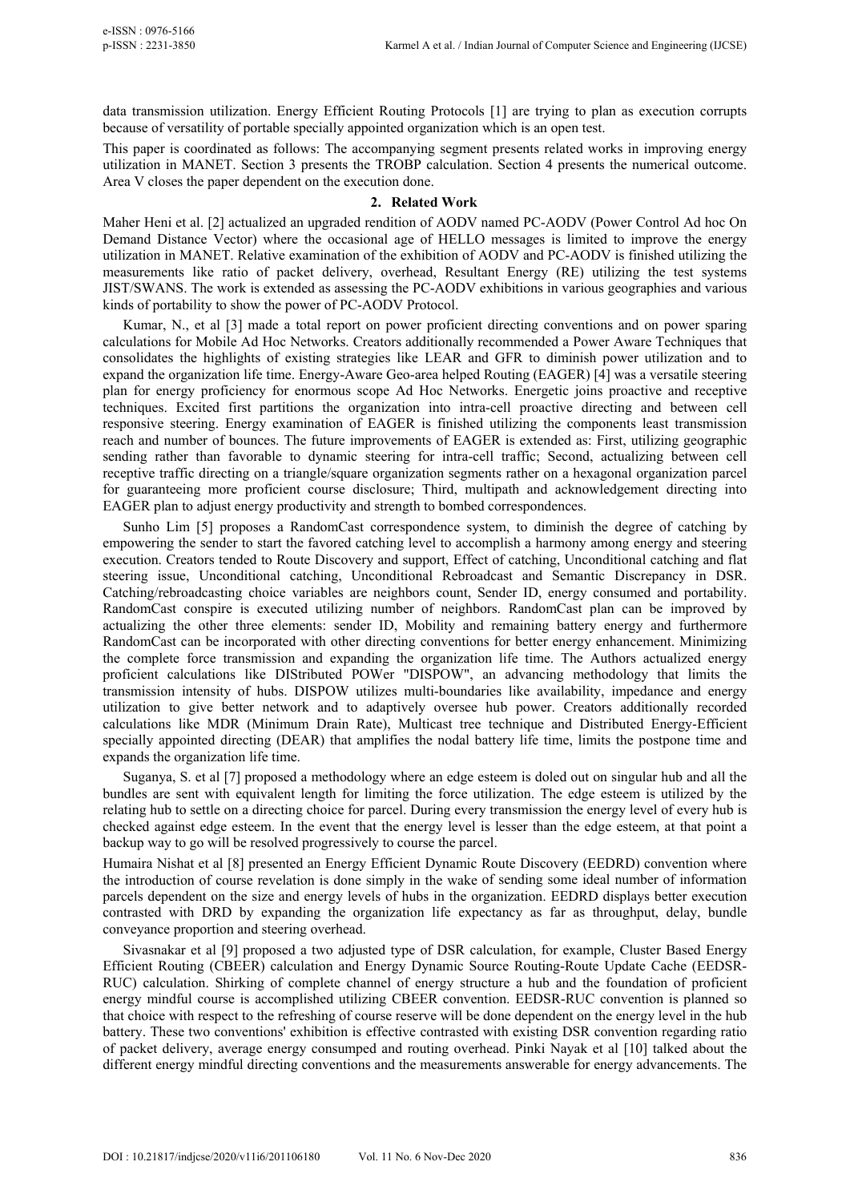data transmission utilization. Energy Efficient Routing Protocols [1] are trying to plan as execution corrupts because of versatility of portable specially appointed organization which is an open test.

This paper is coordinated as follows: The accompanying segment presents related works in improving energy utilization in MANET. Section 3 presents the TROBP calculation. Section 4 presents the numerical outcome. Area V closes the paper dependent on the execution done.

## 2. Related Work

Maher Heni et al. [2] actualized an upgraded rendition of AODV named PC-AODV (Power Control Ad hoc On Demand Distance Vector) where the occasional age of HELLO messages is limited to improve the energy utilization in MANET. Relative examination of the exhibition of AODV and PC-AODV is finished utilizing the measurements like ratio of packet delivery, overhead, Resultant Energy (RE) utilizing the test systems JIST/SWANS. The work is extended as assessing the PC-AODV exhibitions in various geographies and various kinds of portability to show the power of PC-AODV Protocol.

Kumar, N., et al [3] made a total report on power proficient directing conventions and on power sparing calculations for Mobile Ad Hoc Networks. Creators additionally recommended a Power Aware Techniques that consolidates the highlights of existing strategies like LEAR and GFR to diminish power utilization and to expand the organization life time. Energy-Aware Geo-area helped Routing (EAGER) [4] was a versatile steering plan for energy proficiency for enormous scope Ad Hoc Networks. Energetic joins proactive and receptive techniques. Excited first partitions the organization into intra-cell proactive directing and between cell responsive steering. Energy examination of EAGER is finished utilizing the components least transmission reach and number of bounces. The future improvements of EAGER is extended as: First, utilizing geographic sending rather than favorable to dynamic steering for intra-cell traffic; Second, actualizing between cell receptive traffic directing on a triangle/square organization segments rather on a hexagonal organization parcel for guaranteeing more proficient course disclosure; Third, multipath and acknowledgement directing into EAGER plan to adjust energy productivity and strength to bombed correspondences.

Sunho Lim [5] proposes a RandomCast correspondence system, to diminish the degree of catching by empowering the sender to start the favored catching level to accomplish a harmony among energy and steering execution. Creators tended to Route Discovery and support, Effect of catching, Unconditional catching and flat steering issue, Unconditional catching, Unconditional Rebroadcast and Semantic Discrepancy in DSR. Catching/rebroadcasting choice variables are neighbors count, Sender ID, energy consumed and portability. RandomCast conspire is executed utilizing number of neighbors. RandomCast plan can be improved by actualizing the other three elements: sender ID, Mobility and remaining battery energy and furthermore RandomCast can be incorporated with other directing conventions for better energy enhancement. Minimizing the complete force transmission and expanding the organization life time. The Authors actualized energy proficient calculations like DIStributed POWer "DISPOW", an advancing methodology that limits the transmission intensity of hubs. DISPOW utilizes multi-boundaries like availability, impedance and energy utilization to give better network and to adaptively oversee hub power. Creators additionally recorded calculations like MDR (Minimum Drain Rate), Multicast tree technique and Distributed Energy-Efficient specially appointed directing (DEAR) that amplifies the nodal battery life time, limits the postpone time and expands the organization life time.

Suganya, S. et al [7] proposed a methodology where an edge esteem is doled out on singular hub and all the bundles are sent with equivalent length for limiting the force utilization. The edge esteem is utilized by the relating hub to settle on a directing choice for parcel. During every transmission the energy level of every hub is checked against edge esteem. In the event that the energy level is lesser than the edge esteem, at that point a backup way to go will be resolved progressively to course the parcel.

Humaira Nishat et al [8] presented an Energy Efficient Dynamic Route Discovery (EEDRD) convention where the introduction of course revelation is done simply in the wake of sending some ideal number of information parcels dependent on the size and energy levels of hubs in the organization. EEDRD displays better execution contrasted with DRD by expanding the organization life expectancy as far as throughput, delay, bundle conveyance proportion and steering overhead.

Sivasnakar et al [9] proposed a two adjusted type of DSR calculation, for example, Cluster Based Energy Efficient Routing (CBEER) calculation and Energy Dynamic Source Routing-Route Update Cache (EEDSR-RUC) calculation. Shirking of complete channel of energy structure a hub and the foundation of proficient energy mindful course is accomplished utilizing CBEER convention. EEDSR-RUC convention is planned so that choice with respect to the refreshing of course reserve will be done dependent on the energy level in the hub battery. These two conventions' exhibition is effective contrasted with existing DSR convention regarding ratio of packet delivery, average energy consumped and routing overhead. Pinki Nayak et al [10] talked about the different energy mindful directing conventions and the measurements answerable for energy advancements. The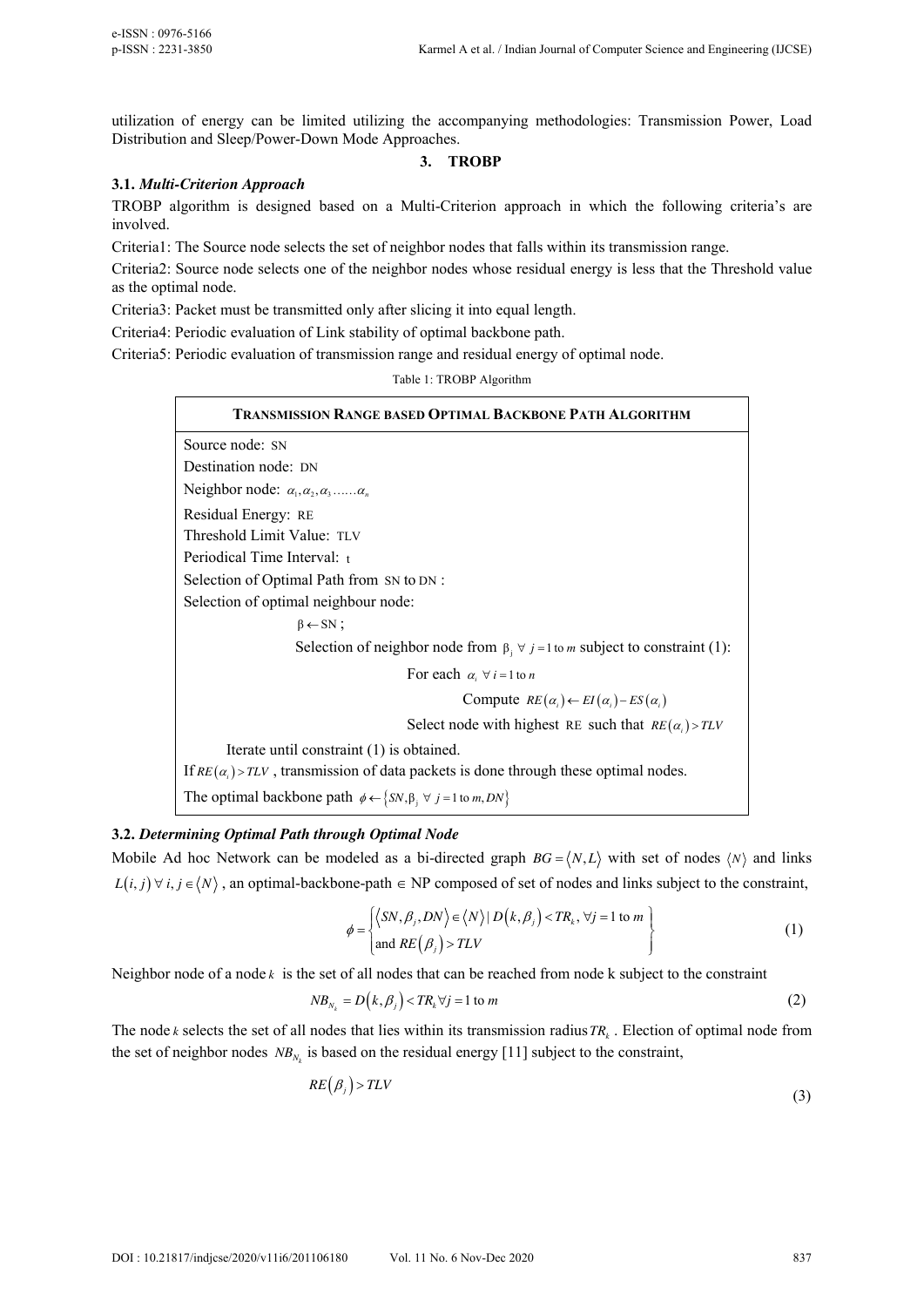utilization of energy can be limited utilizing the accompanying methodologies: Transmission Power, Load Distribution and Sleep/Power-Down Mode Approaches.

## 3. TROBP

### 3.1. *Multi-Criterion Approach*

TROBP algorithm is designed based on a Multi-Criterion approach in which the following criteria's are involved.

Criteria1: The Source node selects the set of neighbor nodes that falls within its transmission range.

Criteria2: Source node selects one of the neighbor nodes whose residual energy is less that the Threshold value as the optimal node.

Criteria3: Packet must be transmitted only after slicing it into equal length.

Criteria4: Periodic evaluation of Link stability of optimal backbone path.

Criteria5: Periodic evaluation of transmission range and residual energy of optimal node.

Table 1: TROBP Algorithm

| **TRANSMISSION RANGE BASED OPTIMAL BACKBONE PATH ALGORITHM** |
|---|
| Source node: SN<br>Destination node: DN<br>Neighbor node: $\alpha_1, \alpha_2, \alpha_3 \ldots\ldots \alpha_n$<br>Residual Energy: RE<br>Threshold Limit Value: TLV<br>Periodical Time Interval: t<br>Selection of Optimal Path from SN to DN :<br>Selection of optimal neighbour node:<br>$\beta \leftarrow \text{SN}$ ;<br>Selection of neighbor node from $\beta_j \;\forall\; j = 1 \text{ to } m$ subject to constraint (1):<br>For each $\alpha_i \;\forall\; i = 1 \text{ to } n$<br>Compute $RE(\alpha_i) \leftarrow EI(\alpha_i) - ES(\alpha_i)$<br>Select node with highest RE such that $RE(\alpha_i) > TLV$<br>Iterate until constraint (1) is obtained.<br>If $RE(\alpha_i) > TLV$ , transmission of data packets is done through these optimal nodes.<br>The optimal backbone path $\phi \leftarrow \{SN, \beta_j \;\forall\; j = 1 \text{ to } m, DN\}$ |

### 3.2. *Determining Optimal Path through Optimal Node*

Mobile Ad hoc Network can be modeled as a bi-directed graph $BG = \langle N, L \rangle$ with set of nodes $\langle N \rangle$ and links $L(i, j) \;\forall\; i, j \in \langle N \rangle$ , an optimal-backbone-path $\in$ NP composed of set of nodes and links subject to the constraint,

$$\phi = \left\{ \begin{array}{l} \langle SN, \beta_j, DN \rangle \in \langle N \rangle \mid D(k, \beta_j) < TR_k, \;\forall j = 1 \text{ to } m \\ \text{and } RE(\beta_j) > TLV \end{array} \right\} \tag{1}$$

Neighbor node of a node $k$ is the set of all nodes that can be reached from node k subject to the constraint

$$NB_{N_k} = D(k, \beta_j) < TR_k \forall j = 1 \text{ to } m \tag{2}$$

The node $k$ selects the set of all nodes that lies within its transmission radius $TR_k$ . Election of optimal node from the set of neighbor nodes $NB_{N_k}$ is based on the residual energy [11] subject to the constraint,

$$RE(\beta_j) > TLV \tag{3}$$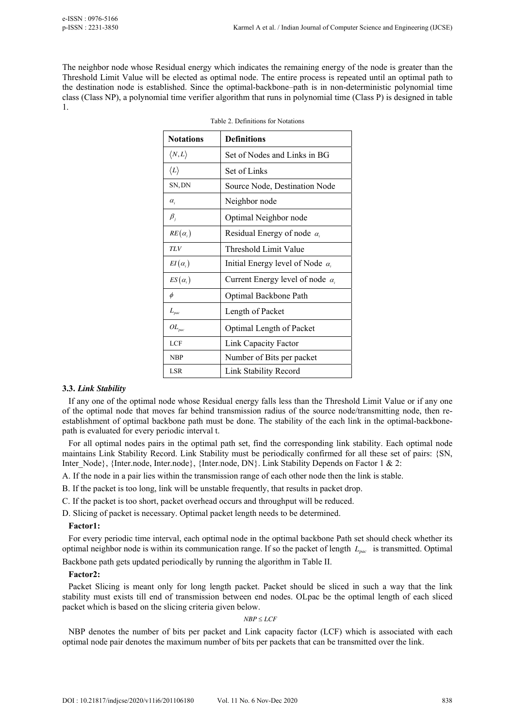The neighbor node whose Residual energy which indicates the remaining energy of the node is greater than the Threshold Limit Value will be elected as optimal node. The entire process is repeated until an optimal path to the destination node is established. Since the optimal-backbone–path is in non-deterministic polynomial time class (Class NP), a polynomial time verifier algorithm that runs in polynomial time (Class P) is designed in table 1.

Table 2. Definitions for Notations

| Notations | Definitions |
|---|---|
| $\langle N,L \rangle$ | Set of Nodes and Links in BG |
| $\langle L \rangle$ | Set of Links |
| SN, DN | Source Node, Destination Node |
| $\alpha_i$ | Neighbor node |
| $\beta_j$ | Optimal Neighbor node |
| $RE(\alpha_i)$ | Residual Energy of node $\alpha_i$ |
| $TLV$ | Threshold Limit Value |
| $EI(\alpha_i)$ | Initial Energy level of Node $\alpha_i$ |
| $ES(\alpha_i)$ | Current Energy level of node $\alpha_i$ |
| $\phi$ | Optimal Backbone Path |
| $L_{pac}$ | Length of Packet |
| $OL_{pac}$ | Optimal Length of Packet |
| LCF | Link Capacity Factor |
| NBP | Number of Bits per packet |
| LSR | Link Stability Record |

### 3.3. *Link Stability*

If any one of the optimal node whose Residual energy falls less than the Threshold Limit Value or if any one of the optimal node that moves far behind transmission radius of the source node/transmitting node, then re-establishment of optimal backbone path must be done. The stability of the each link in the optimal-backbone-path is evaluated for every periodic interval t.

For all optimal nodes pairs in the optimal path set, find the corresponding link stability. Each optimal node maintains Link Stability Record. Link Stability must be periodically confirmed for all these set of pairs: {SN, Inter_Node}, {Inter.node, Inter.node}, {Inter.node, DN}. Link Stability Depends on Factor 1 & 2:

A. If the node in a pair lies within the transmission range of each other node then the link is stable.

B. If the packet is too long, link will be unstable frequently, that results in packet drop.

C. If the packet is too short, packet overhead occurs and throughput will be reduced.

D. Slicing of packet is necessary. Optimal packet length needs to be determined.

**Factor1:**

For every periodic time interval, each optimal node in the optimal backbone Path set should check whether its optimal neighbor node is within its communication range. If so the packet of length $L_{pac}$ is transmitted. Optimal Backbone path gets updated periodically by running the algorithm in Table II.

**Factor2:**

Packet Slicing is meant only for long length packet. Packet should be sliced in such a way that the link stability must exists till end of transmission between end nodes. OLpac be the optimal length of each sliced packet which is based on the slicing criteria given below.

$$NBP \leq LCF$$

NBP denotes the number of bits per packet and Link capacity factor (LCF) which is associated with each optimal node pair denotes the maximum number of bits per packets that can be transmitted over the link.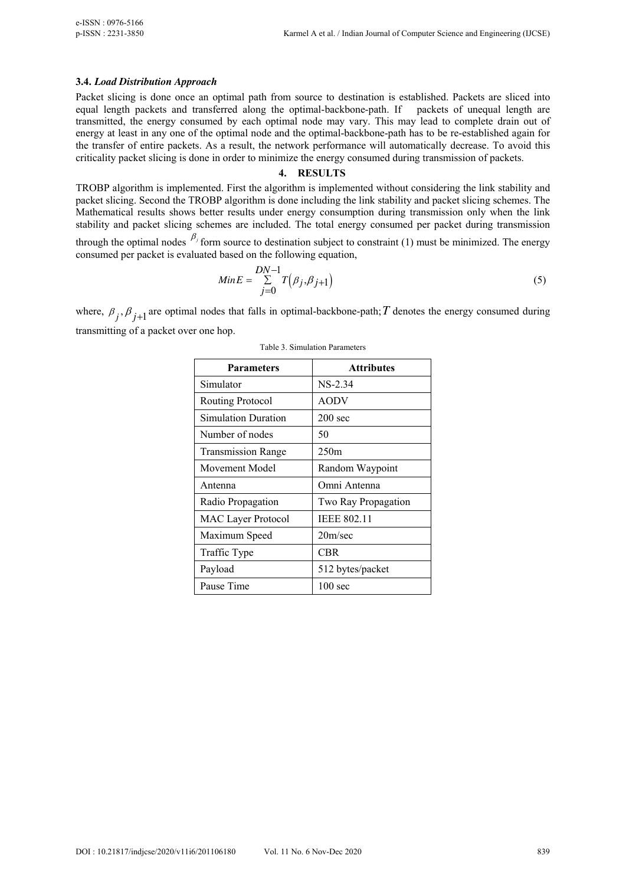### 3.4. *Load Distribution Approach*

Packet slicing is done once an optimal path from source to destination is established. Packets are sliced into equal length packets and transferred along the optimal-backbone-path. If packets of unequal length are transmitted, the energy consumed by each optimal node may vary. This may lead to complete drain out of energy at least in any one of the optimal node and the optimal-backbone-path has to be re-established again for the transfer of entire packets. As a result, the network performance will automatically decrease. To avoid this criticality packet slicing is done in order to minimize the energy consumed during transmission of packets.

## 4. RESULTS

TROBP algorithm is implemented. First the algorithm is implemented without considering the link stability and packet slicing. Second the TROBP algorithm is done including the link stability and packet slicing schemes. The Mathematical results shows better results under energy consumption during transmission only when the link stability and packet slicing schemes are included. The total energy consumed per packet during transmission through the optimal nodes $\beta_j$ form source to destination subject to constraint (1) must be minimized. The energy consumed per packet is evaluated based on the following equation,

$$MinE = \sum_{j=0}^{DN-1} T\left(\beta_j, \beta_{j+1}\right) \tag{5}$$

where, $\beta_j, \beta_{j+1}$ are optimal nodes that falls in optimal-backbone-path; $T$ denotes the energy consumed during transmitting of a packet over one hop.

Table 3. Simulation Parameters

| Parameters | Attributes |
|---|---|
| Simulator | NS-2.34 |
| Routing Protocol | AODV |
| Simulation Duration | 200 sec |
| Number of nodes | 50 |
| Transmission Range | 250m |
| Movement Model | Random Waypoint |
| Antenna | Omni Antenna |
| Radio Propagation | Two Ray Propagation |
| MAC Layer Protocol | IEEE 802.11 |
| Maximum Speed | 20m/sec |
| Traffic Type | CBR |
| Payload | 512 bytes/packet |
| Pause Time | 100 sec |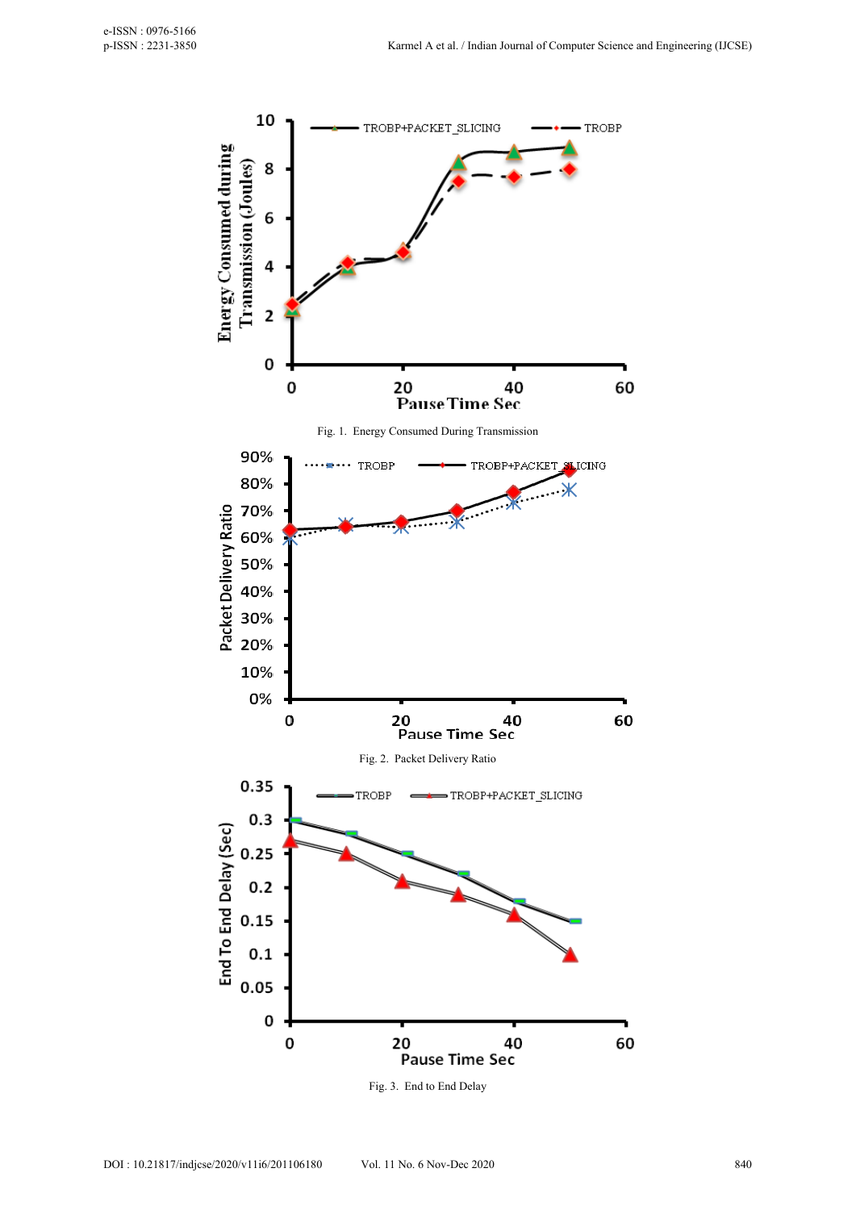Fig. 1. Energy Consumed During Transmission

Fig. 2. Packet Delivery Ratio

Fig. 3. End to End Delay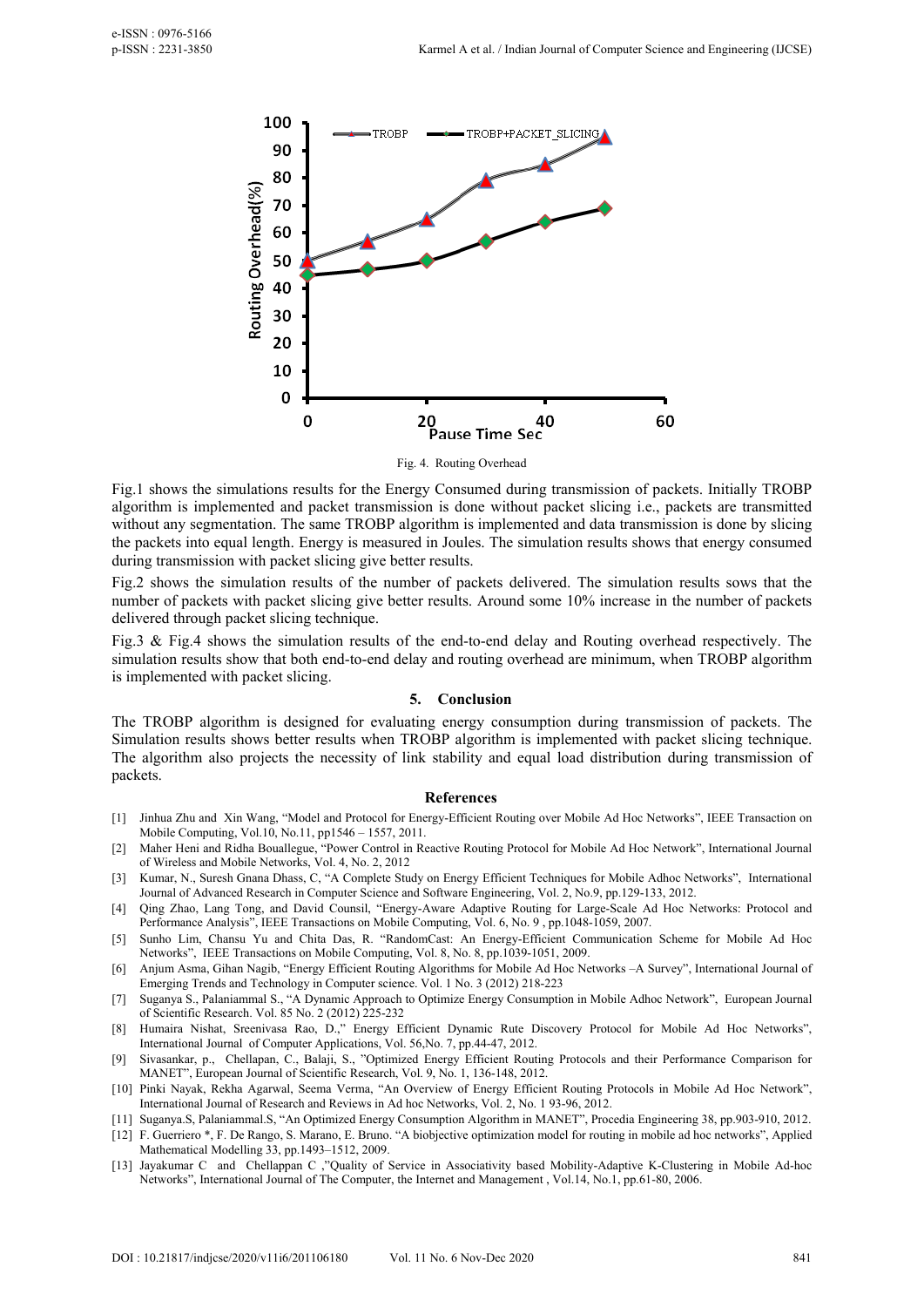Fig. 4. Routing Overhead

Fig.1 shows the simulations results for the Energy Consumed during transmission of packets. Initially TROBP algorithm is implemented and packet transmission is done without packet slicing i.e., packets are transmitted without any segmentation. The same TROBP algorithm is implemented and data transmission is done by slicing the packets into equal length. Energy is measured in Joules. The simulation results shows that energy consumed during transmission with packet slicing give better results.

Fig.2 shows the simulation results of the number of packets delivered. The simulation results sows that the number of packets with packet slicing give better results. Around some 10% increase in the number of packets delivered through packet slicing technique.

Fig.3 & Fig.4 shows the simulation results of the end-to-end delay and Routing overhead respectively. The simulation results show that both end-to-end delay and routing overhead are minimum, when TROBP algorithm is implemented with packet slicing.

## 5. Conclusion

The TROBP algorithm is designed for evaluating energy consumption during transmission of packets. The Simulation results shows better results when TROBP algorithm is implemented with packet slicing technique. The algorithm also projects the necessity of link stability and equal load distribution during transmission of packets.

## References

[1] Jinhua Zhu and Xin Wang, "Model and Protocol for Energy-Efficient Routing over Mobile Ad Hoc Networks", IEEE Transaction on Mobile Computing, Vol.10, No.11, pp1546 – 1557, 2011.

[2] Maher Heni and Ridha Bouallegue, "Power Control in Reactive Routing Protocol for Mobile Ad Hoc Network", International Journal of Wireless and Mobile Networks, Vol. 4, No. 2, 2012

[3] Kumar, N., Suresh Gnana Dhass, C, "A Complete Study on Energy Efficient Techniques for Mobile Adhoc Networks", International Journal of Advanced Research in Computer Science and Software Engineering, Vol. 2, No.9, pp.129-133, 2012.

[4] Qing Zhao, Lang Tong, and David Counsil, "Energy-Aware Adaptive Routing for Large-Scale Ad Hoc Networks: Protocol and Performance Analysis", IEEE Transactions on Mobile Computing, Vol. 6, No. 9 , pp.1048-1059, 2007.

[5] Sunho Lim, Chansu Yu and Chita Das, R. "RandomCast: An Energy-Efficient Communication Scheme for Mobile Ad Hoc Networks", IEEE Transactions on Mobile Computing, Vol. 8, No. 8, pp.1039-1051, 2009.

[6] Anjum Asma, Gihan Nagib, "Energy Efficient Routing Algorithms for Mobile Ad Hoc Networks –A Survey", International Journal of Emerging Trends and Technology in Computer science. Vol. 1 No. 3 (2012) 218-223

[7] Suganya S., Palaniammal S., "A Dynamic Approach to Optimize Energy Consumption in Mobile Adhoc Network", European Journal of Scientific Research. Vol. 85 No. 2 (2012) 225-232

[8] Humaira Nishat, Sreenivasa Rao, D.," Energy Efficient Dynamic Rute Discovery Protocol for Mobile Ad Hoc Networks", International Journal of Computer Applications, Vol. 56,No. 7, pp.44-47, 2012.

[9] Sivasankar, p., Chellapan, C., Balaji, S., "Optimized Energy Efficient Routing Protocols and their Performance Comparison for MANET", European Journal of Scientific Research, Vol. 9, No. 1, 136-148, 2012.

[10] Pinki Nayak, Rekha Agarwal, Seema Verma, "An Overview of Energy Efficient Routing Protocols in Mobile Ad Hoc Network", International Journal of Research and Reviews in Ad hoc Networks, Vol. 2, No. 1 93-96, 2012.

[11] Suganya.S, Palaniammal.S, "An Optimized Energy Consumption Algorithm in MANET", Procedia Engineering 38, pp.903-910, 2012.

[12] F. Guerriero *, F. De Rango, S. Marano, E. Bruno. "A biobjective optimization model for routing in mobile ad hoc networks", Applied Mathematical Modelling 33, pp.1493–1512, 2009.

[13] Jayakumar C and Chellappan C ,"Quality of Service in Associativity based Mobility-Adaptive K-Clustering in Mobile Ad-hoc Networks", International Journal of The Computer, the Internet and Management , Vol.14, No.1, pp.61-80, 2006.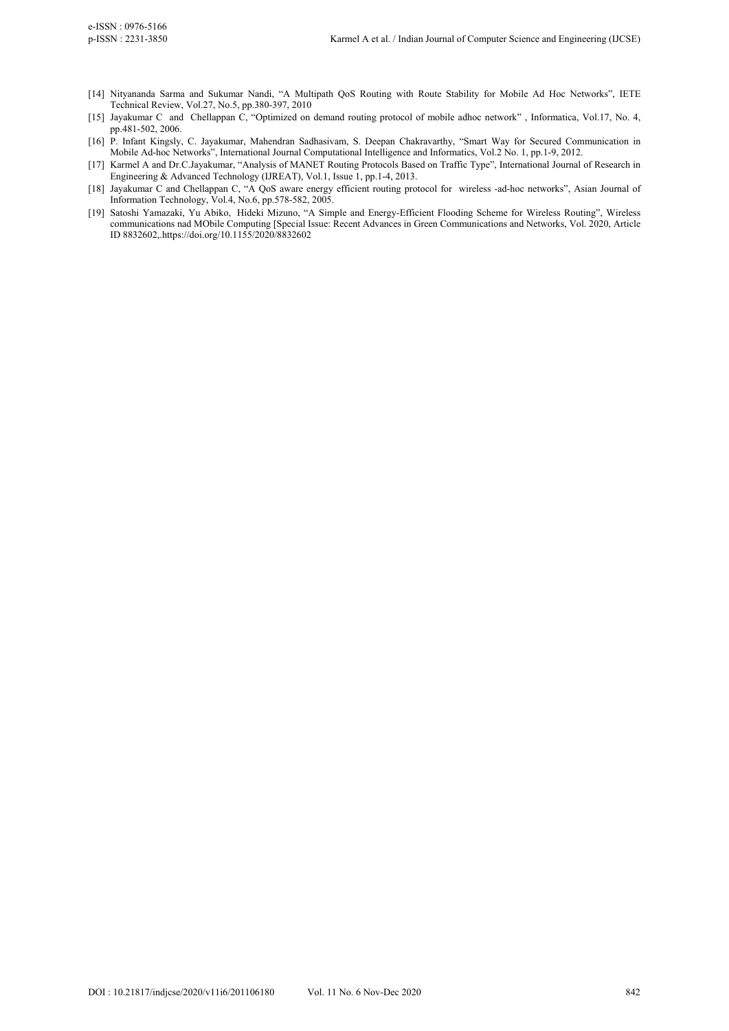[14] Nityananda Sarma and Sukumar Nandi, "A Multipath QoS Routing with Route Stability for Mobile Ad Hoc Networks", IETE Technical Review, Vol.27, No.5, pp.380-397, 2010

[15] Jayakumar C and Chellappan C, "Optimized on demand routing protocol of mobile adhoc network" , Informatica, Vol.17, No. 4, pp.481-502, 2006.

[16] P. Infant Kingsly, C. Jayakumar, Mahendran Sadhasivam, S. Deepan Chakravarthy, "Smart Way for Secured Communication in Mobile Ad-hoc Networks", International Journal Computational Intelligence and Informatics, Vol.2 No. 1, pp.1-9, 2012.

[17] Karmel A and Dr.C.Jayakumar, "Analysis of MANET Routing Protocols Based on Traffic Type", International Journal of Research in Engineering & Advanced Technology (IJREAT), Vol.1, Issue 1, pp.1-4, 2013.

[18] Jayakumar C and Chellappan C, "A QoS aware energy efficient routing protocol for wireless -ad-hoc networks", Asian Journal of Information Technology, Vol.4, No.6, pp.578-582, 2005.

[19] Satoshi Yamazaki, Yu Abiko, Hideki Mizuno, "A Simple and Energy-Efficient Flooding Scheme for Wireless Routing", Wireless communications nad MObile Computing [Special Issue: Recent Advances in Green Communications and Networks, Vol. 2020, Article ID 8832602,.https://doi.org/10.1155/2020/8832602